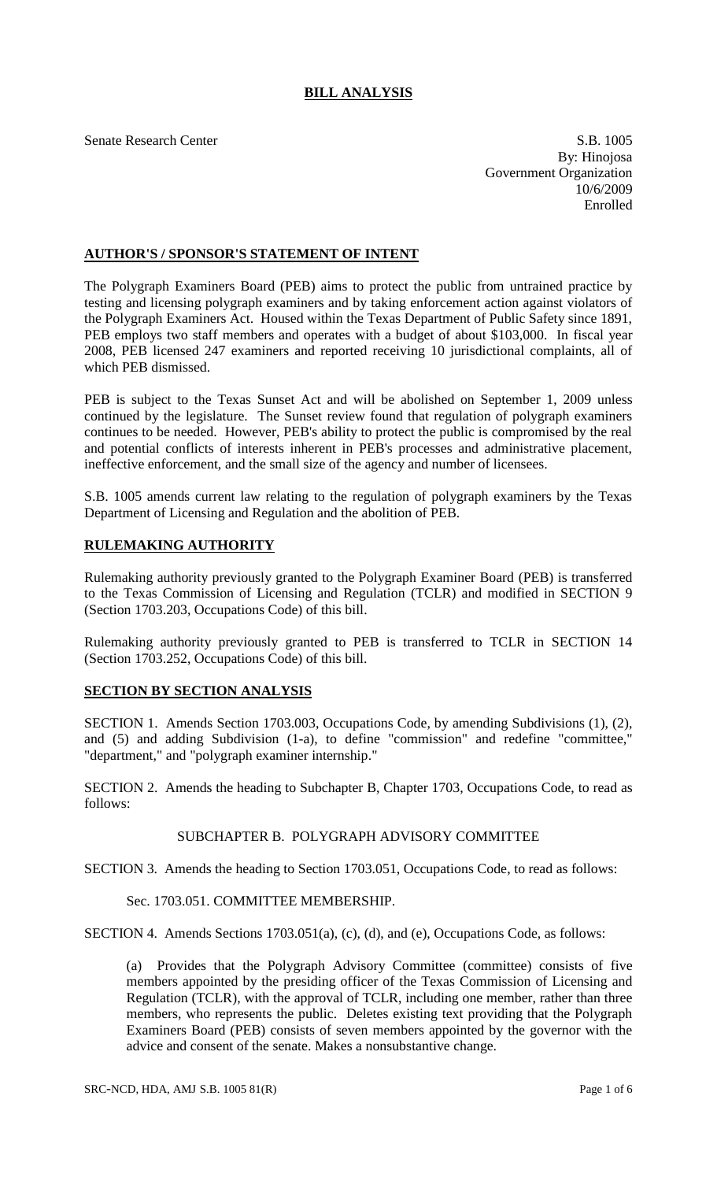# BILL ANALYSIS

Senate Research Center

S.B. 1005
By: Hinojosa
Government Organization
10/6/2009
Enrolled

## AUTHOR'S / SPONSOR'S STATEMENT OF INTENT

The Polygraph Examiners Board (PEB) aims to protect the public from untrained practice by testing and licensing polygraph examiners and by taking enforcement action against violators of the Polygraph Examiners Act. Housed within the Texas Department of Public Safety since 1891, PEB employs two staff members and operates with a budget of about $103,000. In fiscal year 2008, PEB licensed 247 examiners and reported receiving 10 jurisdictional complaints, all of which PEB dismissed.

PEB is subject to the Texas Sunset Act and will be abolished on September 1, 2009 unless continued by the legislature. The Sunset review found that regulation of polygraph examiners continues to be needed. However, PEB's ability to protect the public is compromised by the real and potential conflicts of interests inherent in PEB's processes and administrative placement, ineffective enforcement, and the small size of the agency and number of licensees.

S.B. 1005 amends current law relating to the regulation of polygraph examiners by the Texas Department of Licensing and Regulation and the abolition of PEB.

## RULEMAKING AUTHORITY

Rulemaking authority previously granted to the Polygraph Examiner Board (PEB) is transferred to the Texas Commission of Licensing and Regulation (TCLR) and modified in SECTION 9 (Section 1703.203, Occupations Code) of this bill.

Rulemaking authority previously granted to PEB is transferred to TCLR in SECTION 14 (Section 1703.252, Occupations Code) of this bill.

## SECTION BY SECTION ANALYSIS

SECTION 1. Amends Section 1703.003, Occupations Code, by amending Subdivisions (1), (2), and (5) and adding Subdivision (1-a), to define "commission" and redefine "committee," "department," and "polygraph examiner internship."

SECTION 2. Amends the heading to Subchapter B, Chapter 1703, Occupations Code, to read as follows:

SUBCHAPTER B. POLYGRAPH ADVISORY COMMITTEE

SECTION 3. Amends the heading to Section 1703.051, Occupations Code, to read as follows:

Sec. 1703.051. COMMITTEE MEMBERSHIP.

SECTION 4. Amends Sections 1703.051(a), (c), (d), and (e), Occupations Code, as follows:

(a) Provides that the Polygraph Advisory Committee (committee) consists of five members appointed by the presiding officer of the Texas Commission of Licensing and Regulation (TCLR), with the approval of TCLR, including one member, rather than three members, who represents the public. Deletes existing text providing that the Polygraph Examiners Board (PEB) consists of seven members appointed by the governor with the advice and consent of the senate. Makes a nonsubstantive change.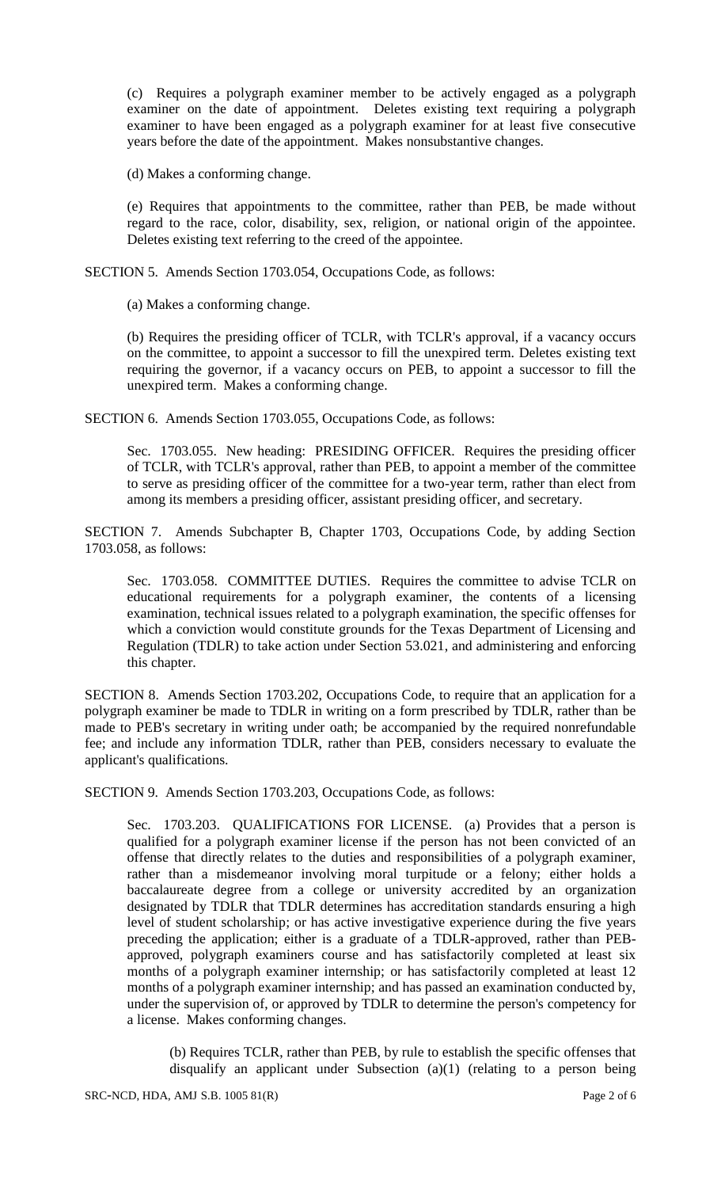(c) Requires a polygraph examiner member to be actively engaged as a polygraph examiner on the date of appointment. Deletes existing text requiring a polygraph examiner to have been engaged as a polygraph examiner for at least five consecutive years before the date of the appointment. Makes nonsubstantive changes.

(d) Makes a conforming change.

(e) Requires that appointments to the committee, rather than PEB, be made without regard to the race, color, disability, sex, religion, or national origin of the appointee. Deletes existing text referring to the creed of the appointee.

SECTION 5. Amends Section 1703.054, Occupations Code, as follows:

(a) Makes a conforming change.

(b) Requires the presiding officer of TCLR, with TCLR's approval, if a vacancy occurs on the committee, to appoint a successor to fill the unexpired term. Deletes existing text requiring the governor, if a vacancy occurs on PEB, to appoint a successor to fill the unexpired term. Makes a conforming change.

SECTION 6. Amends Section 1703.055, Occupations Code, as follows:

Sec. 1703.055. New heading: PRESIDING OFFICER. Requires the presiding officer of TCLR, with TCLR's approval, rather than PEB, to appoint a member of the committee to serve as presiding officer of the committee for a two-year term, rather than elect from among its members a presiding officer, assistant presiding officer, and secretary.

SECTION 7. Amends Subchapter B, Chapter 1703, Occupations Code, by adding Section 1703.058, as follows:

Sec. 1703.058. COMMITTEE DUTIES. Requires the committee to advise TCLR on educational requirements for a polygraph examiner, the contents of a licensing examination, technical issues related to a polygraph examination, the specific offenses for which a conviction would constitute grounds for the Texas Department of Licensing and Regulation (TDLR) to take action under Section 53.021, and administering and enforcing this chapter.

SECTION 8. Amends Section 1703.202, Occupations Code, to require that an application for a polygraph examiner be made to TDLR in writing on a form prescribed by TDLR, rather than be made to PEB's secretary in writing under oath; be accompanied by the required nonrefundable fee; and include any information TDLR, rather than PEB, considers necessary to evaluate the applicant's qualifications.

SECTION 9. Amends Section 1703.203, Occupations Code, as follows:

Sec. 1703.203. QUALIFICATIONS FOR LICENSE. (a) Provides that a person is qualified for a polygraph examiner license if the person has not been convicted of an offense that directly relates to the duties and responsibilities of a polygraph examiner, rather than a misdemeanor involving moral turpitude or a felony; either holds a baccalaureate degree from a college or university accredited by an organization designated by TDLR that TDLR determines has accreditation standards ensuring a high level of student scholarship; or has active investigative experience during the five years preceding the application; either is a graduate of a TDLR-approved, rather than PEB-approved, polygraph examiners course and has satisfactorily completed at least six months of a polygraph examiner internship; or has satisfactorily completed at least 12 months of a polygraph examiner internship; and has passed an examination conducted by, under the supervision of, or approved by TDLR to determine the person's competency for a license. Makes conforming changes.

(b) Requires TCLR, rather than PEB, by rule to establish the specific offenses that disqualify an applicant under Subsection (a)(1) (relating to a person being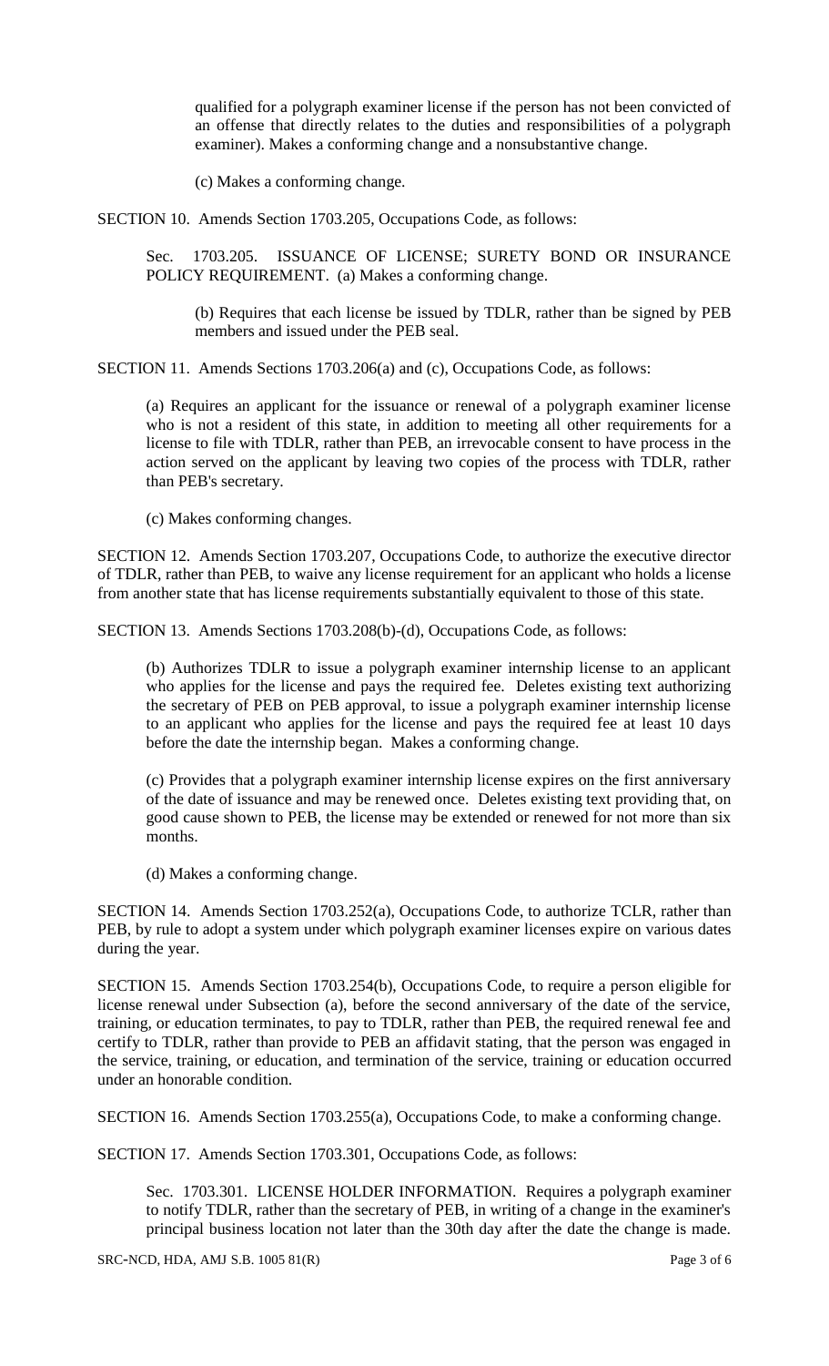qualified for a polygraph examiner license if the person has not been convicted of an offense that directly relates to the duties and responsibilities of a polygraph examiner). Makes a conforming change and a nonsubstantive change.

(c) Makes a conforming change.

SECTION 10. Amends Section 1703.205, Occupations Code, as follows:

Sec. 1703.205. ISSUANCE OF LICENSE; SURETY BOND OR INSURANCE POLICY REQUIREMENT. (a) Makes a conforming change.

(b) Requires that each license be issued by TDLR, rather than be signed by PEB members and issued under the PEB seal.

SECTION 11. Amends Sections 1703.206(a) and (c), Occupations Code, as follows:

(a) Requires an applicant for the issuance or renewal of a polygraph examiner license who is not a resident of this state, in addition to meeting all other requirements for a license to file with TDLR, rather than PEB, an irrevocable consent to have process in the action served on the applicant by leaving two copies of the process with TDLR, rather than PEB's secretary.

(c) Makes conforming changes.

SECTION 12. Amends Section 1703.207, Occupations Code, to authorize the executive director of TDLR, rather than PEB, to waive any license requirement for an applicant who holds a license from another state that has license requirements substantially equivalent to those of this state.

SECTION 13. Amends Sections 1703.208(b)-(d), Occupations Code, as follows:

(b) Authorizes TDLR to issue a polygraph examiner internship license to an applicant who applies for the license and pays the required fee. Deletes existing text authorizing the secretary of PEB on PEB approval, to issue a polygraph examiner internship license to an applicant who applies for the license and pays the required fee at least 10 days before the date the internship began. Makes a conforming change.

(c) Provides that a polygraph examiner internship license expires on the first anniversary of the date of issuance and may be renewed once. Deletes existing text providing that, on good cause shown to PEB, the license may be extended or renewed for not more than six months.

(d) Makes a conforming change.

SECTION 14. Amends Section 1703.252(a), Occupations Code, to authorize TCLR, rather than PEB, by rule to adopt a system under which polygraph examiner licenses expire on various dates during the year.

SECTION 15. Amends Section 1703.254(b), Occupations Code, to require a person eligible for license renewal under Subsection (a), before the second anniversary of the date of the service, training, or education terminates, to pay to TDLR, rather than PEB, the required renewal fee and certify to TDLR, rather than provide to PEB an affidavit stating, that the person was engaged in the service, training, or education, and termination of the service, training or education occurred under an honorable condition.

SECTION 16. Amends Section 1703.255(a), Occupations Code, to make a conforming change.

SECTION 17. Amends Section 1703.301, Occupations Code, as follows:

Sec. 1703.301. LICENSE HOLDER INFORMATION. Requires a polygraph examiner to notify TDLR, rather than the secretary of PEB, in writing of a change in the examiner's principal business location not later than the 30th day after the date the change is made.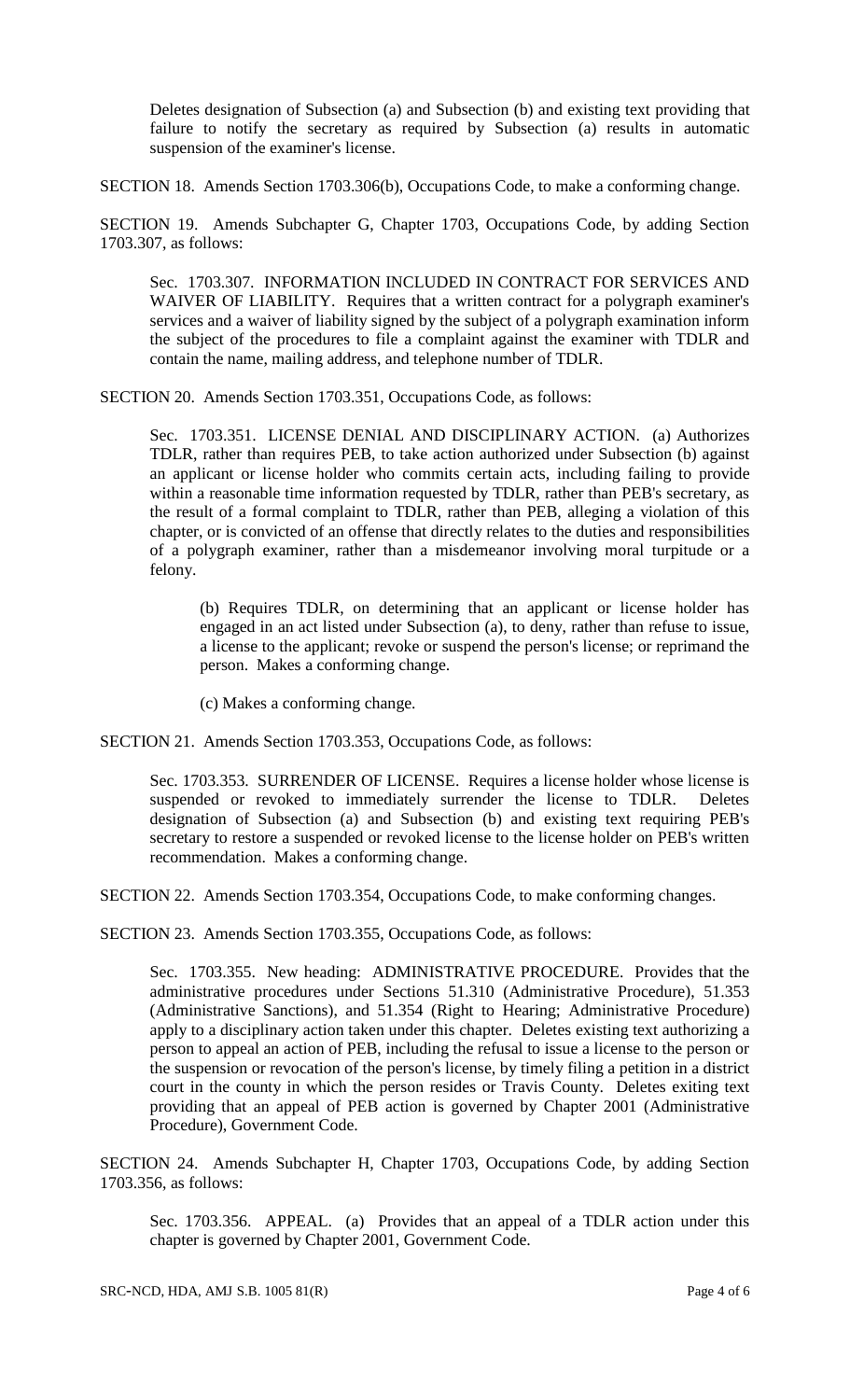Deletes designation of Subsection (a) and Subsection (b) and existing text providing that failure to notify the secretary as required by Subsection (a) results in automatic suspension of the examiner's license.

SECTION 18. Amends Section 1703.306(b), Occupations Code, to make a conforming change.

SECTION 19. Amends Subchapter G, Chapter 1703, Occupations Code, by adding Section 1703.307, as follows:

Sec. 1703.307. INFORMATION INCLUDED IN CONTRACT FOR SERVICES AND WAIVER OF LIABILITY. Requires that a written contract for a polygraph examiner's services and a waiver of liability signed by the subject of a polygraph examination inform the subject of the procedures to file a complaint against the examiner with TDLR and contain the name, mailing address, and telephone number of TDLR.

SECTION 20. Amends Section 1703.351, Occupations Code, as follows:

Sec. 1703.351. LICENSE DENIAL AND DISCIPLINARY ACTION. (a) Authorizes TDLR, rather than requires PEB, to take action authorized under Subsection (b) against an applicant or license holder who commits certain acts, including failing to provide within a reasonable time information requested by TDLR, rather than PEB's secretary, as the result of a formal complaint to TDLR, rather than PEB, alleging a violation of this chapter, or is convicted of an offense that directly relates to the duties and responsibilities of a polygraph examiner, rather than a misdemeanor involving moral turpitude or a felony.

(b) Requires TDLR, on determining that an applicant or license holder has engaged in an act listed under Subsection (a), to deny, rather than refuse to issue, a license to the applicant; revoke or suspend the person's license; or reprimand the person. Makes a conforming change.

(c) Makes a conforming change.

SECTION 21. Amends Section 1703.353, Occupations Code, as follows:

Sec. 1703.353. SURRENDER OF LICENSE. Requires a license holder whose license is suspended or revoked to immediately surrender the license to TDLR. Deletes designation of Subsection (a) and Subsection (b) and existing text requiring PEB's secretary to restore a suspended or revoked license to the license holder on PEB's written recommendation. Makes a conforming change.

SECTION 22. Amends Section 1703.354, Occupations Code, to make conforming changes.

SECTION 23. Amends Section 1703.355, Occupations Code, as follows:

Sec. 1703.355. New heading: ADMINISTRATIVE PROCEDURE. Provides that the administrative procedures under Sections 51.310 (Administrative Procedure), 51.353 (Administrative Sanctions), and 51.354 (Right to Hearing; Administrative Procedure) apply to a disciplinary action taken under this chapter. Deletes existing text authorizing a person to appeal an action of PEB, including the refusal to issue a license to the person or the suspension or revocation of the person's license, by timely filing a petition in a district court in the county in which the person resides or Travis County. Deletes exiting text providing that an appeal of PEB action is governed by Chapter 2001 (Administrative Procedure), Government Code.

SECTION 24. Amends Subchapter H, Chapter 1703, Occupations Code, by adding Section 1703.356, as follows:

Sec. 1703.356. APPEAL. (a) Provides that an appeal of a TDLR action under this chapter is governed by Chapter 2001, Government Code.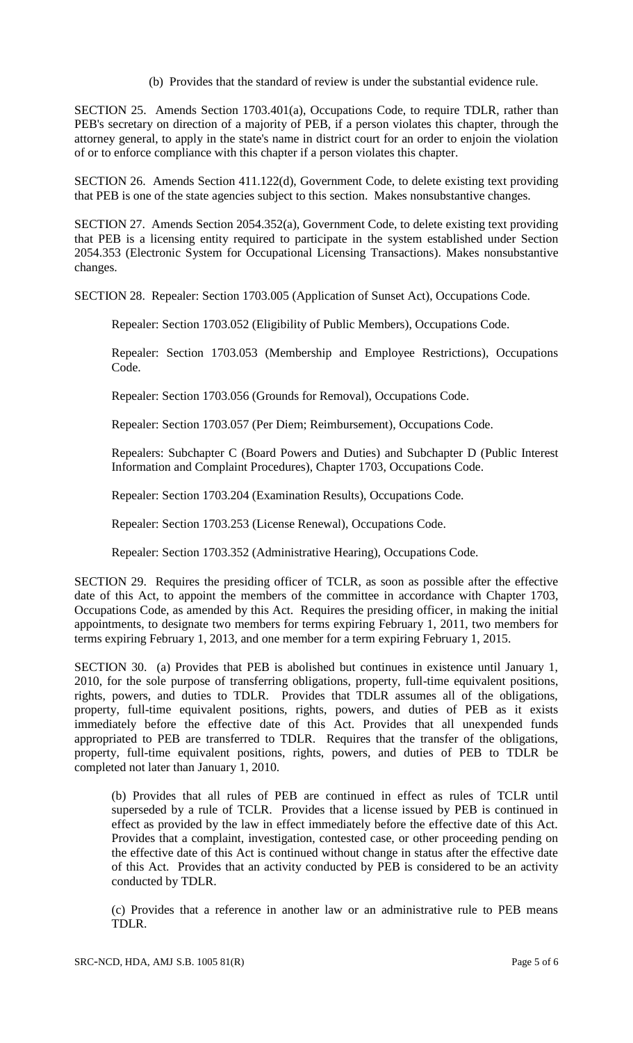(b) Provides that the standard of review is under the substantial evidence rule.

SECTION 25. Amends Section 1703.401(a), Occupations Code, to require TDLR, rather than PEB's secretary on direction of a majority of PEB, if a person violates this chapter, through the attorney general, to apply in the state's name in district court for an order to enjoin the violation of or to enforce compliance with this chapter if a person violates this chapter.

SECTION 26. Amends Section 411.122(d), Government Code, to delete existing text providing that PEB is one of the state agencies subject to this section. Makes nonsubstantive changes.

SECTION 27. Amends Section 2054.352(a), Government Code, to delete existing text providing that PEB is a licensing entity required to participate in the system established under Section 2054.353 (Electronic System for Occupational Licensing Transactions). Makes nonsubstantive changes.

SECTION 28. Repealer: Section 1703.005 (Application of Sunset Act), Occupations Code.

Repealer: Section 1703.052 (Eligibility of Public Members), Occupations Code.

Repealer: Section 1703.053 (Membership and Employee Restrictions), Occupations Code.

Repealer: Section 1703.056 (Grounds for Removal), Occupations Code.

Repealer: Section 1703.057 (Per Diem; Reimbursement), Occupations Code.

Repealers: Subchapter C (Board Powers and Duties) and Subchapter D (Public Interest Information and Complaint Procedures), Chapter 1703, Occupations Code.

Repealer: Section 1703.204 (Examination Results), Occupations Code.

Repealer: Section 1703.253 (License Renewal), Occupations Code.

Repealer: Section 1703.352 (Administrative Hearing), Occupations Code.

SECTION 29. Requires the presiding officer of TCLR, as soon as possible after the effective date of this Act, to appoint the members of the committee in accordance with Chapter 1703, Occupations Code, as amended by this Act. Requires the presiding officer, in making the initial appointments, to designate two members for terms expiring February 1, 2011, two members for terms expiring February 1, 2013, and one member for a term expiring February 1, 2015.

SECTION 30. (a) Provides that PEB is abolished but continues in existence until January 1, 2010, for the sole purpose of transferring obligations, property, full-time equivalent positions, rights, powers, and duties to TDLR. Provides that TDLR assumes all of the obligations, property, full-time equivalent positions, rights, powers, and duties of PEB as it exists immediately before the effective date of this Act. Provides that all unexpended funds appropriated to PEB are transferred to TDLR. Requires that the transfer of the obligations, property, full-time equivalent positions, rights, powers, and duties of PEB to TDLR be completed not later than January 1, 2010.

(b) Provides that all rules of PEB are continued in effect as rules of TCLR until superseded by a rule of TCLR. Provides that a license issued by PEB is continued in effect as provided by the law in effect immediately before the effective date of this Act. Provides that a complaint, investigation, contested case, or other proceeding pending on the effective date of this Act is continued without change in status after the effective date of this Act. Provides that an activity conducted by PEB is considered to be an activity conducted by TDLR.

(c) Provides that a reference in another law or an administrative rule to PEB means TDLR.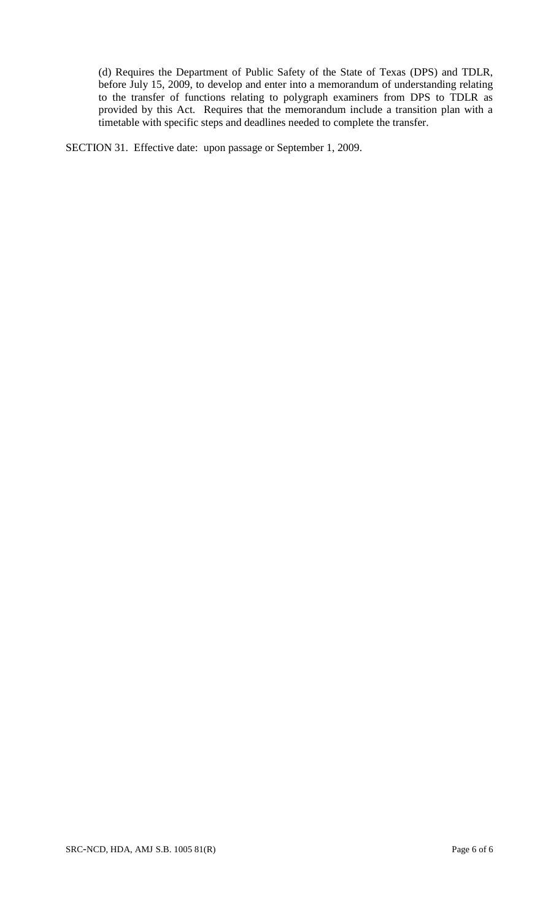(d) Requires the Department of Public Safety of the State of Texas (DPS) and TDLR, before July 15, 2009, to develop and enter into a memorandum of understanding relating to the transfer of functions relating to polygraph examiners from DPS to TDLR as provided by this Act. Requires that the memorandum include a transition plan with a timetable with specific steps and deadlines needed to complete the transfer.

SECTION 31. Effective date: upon passage or September 1, 2009.